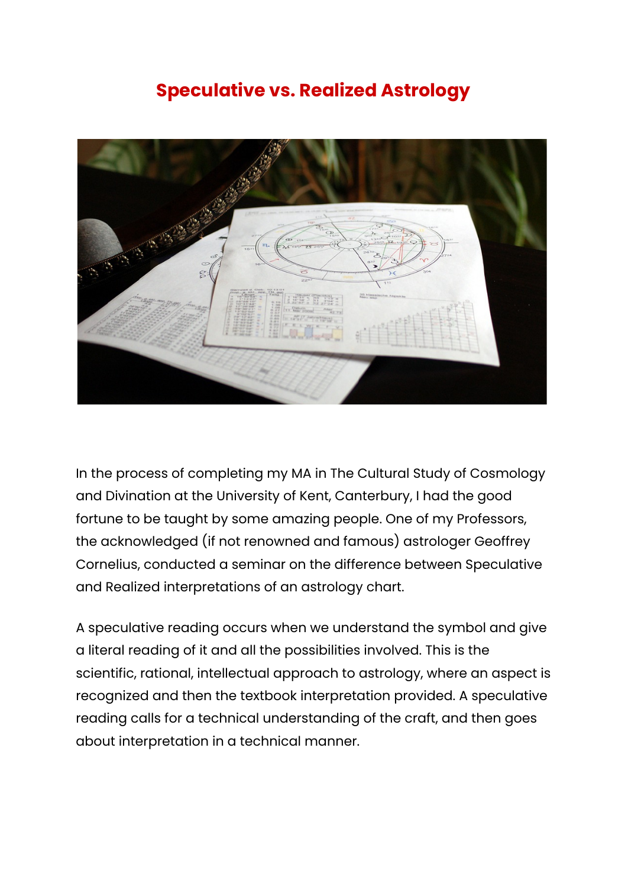# Speculative vs. Realized Astrology

In the process of completing my MA in The Cultural Study of Cosmology and Divination at the University of Kent, Canterbury, I had the good fortune to be taught by some amazing people. One of my Professors, the acknowledged (if not renowned and famous) astrologer Geoffrey Cornelius, conducted a seminar on the difference between Speculative and Realized interpretations of an astrology chart.

A speculative reading occurs when we understand the symbol and give a literal reading of it and all the possibilities involved. This is the scientific, rational, intellectual approach to astrology, where an aspect is recognized and then the textbook interpretation provided. A speculative reading calls for a technical understanding of the craft, and then goes about interpretation in a technical manner.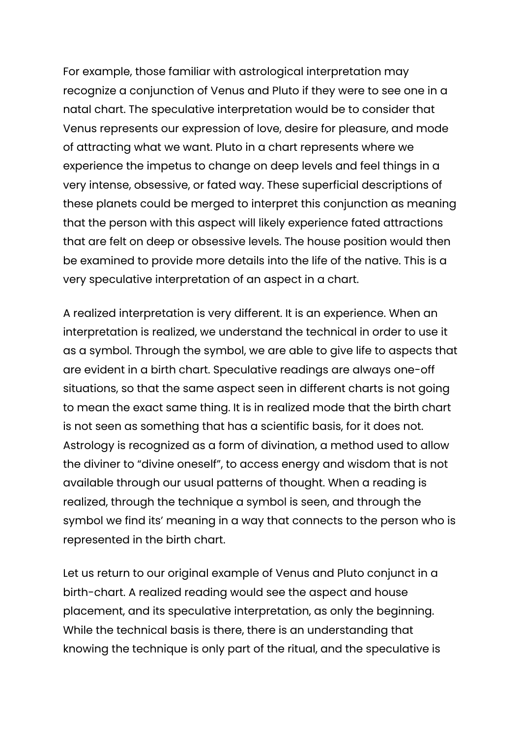For example, those familiar with astrological interpretation may recognize a conjunction of Venus and Pluto if they were to see one in a natal chart. The speculative interpretation would be to consider that Venus represents our expression of love, desire for pleasure, and mode of attracting what we want. Pluto in a chart represents where we experience the impetus to change on deep levels and feel things in a very intense, obsessive, or fated way. These superficial descriptions of these planets could be merged to interpret this conjunction as meaning that the person with this aspect will likely experience fated attractions that are felt on deep or obsessive levels. The house position would then be examined to provide more details into the life of the native. This is a very speculative interpretation of an aspect in a chart.

A realized interpretation is very different. It is an experience. When an interpretation is realized, we understand the technical in order to use it as a symbol. Through the symbol, we are able to give life to aspects that are evident in a birth chart. Speculative readings are always one-off situations, so that the same aspect seen in different charts is not going to mean the exact same thing. It is in realized mode that the birth chart is not seen as something that has a scientific basis, for it does not. Astrology is recognized as a form of divination, a method used to allow the diviner to "divine oneself", to access energy and wisdom that is not available through our usual patterns of thought. When a reading is realized, through the technique a symbol is seen, and through the symbol we find its' meaning in a way that connects to the person who is represented in the birth chart.

Let us return to our original example of Venus and Pluto conjunct in a birth-chart. A realized reading would see the aspect and house placement, and its speculative interpretation, as only the beginning. While the technical basis is there, there is an understanding that knowing the technique is only part of the ritual, and the speculative is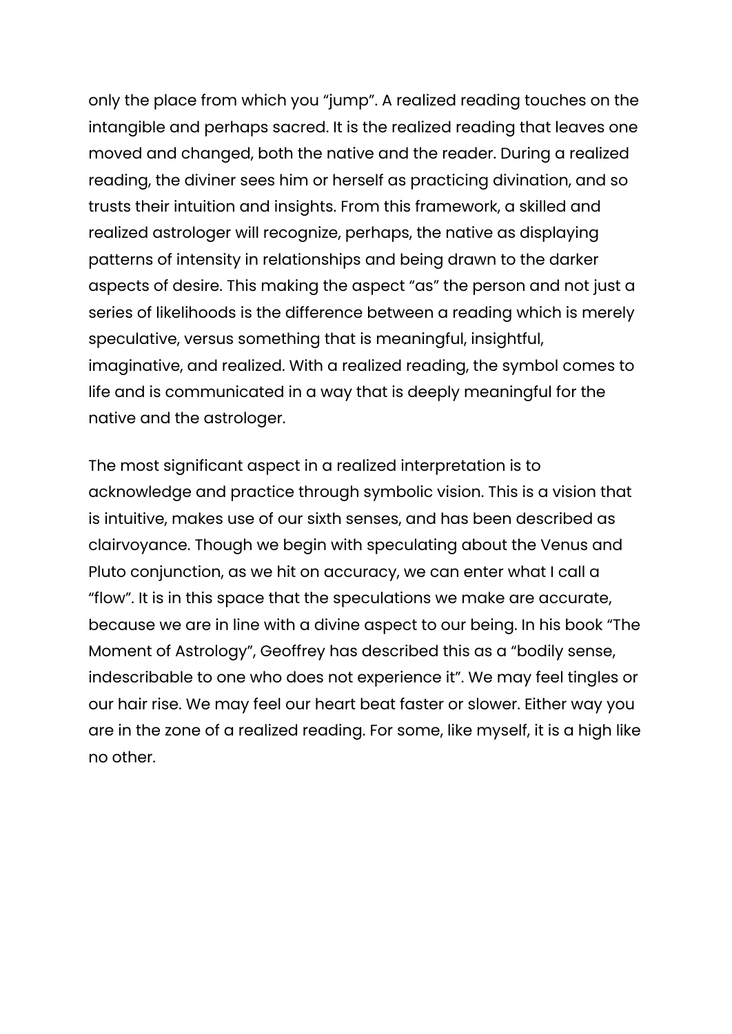only the place from which you “jump”. A realized reading touches on the intangible and perhaps sacred. It is the realized reading that leaves one moved and changed, both the native and the reader. During a realized reading, the diviner sees him or herself as practicing divination, and so trusts their intuition and insights. From this framework, a skilled and realized astrologer will recognize, perhaps, the native as displaying patterns of intensity in relationships and being drawn to the darker aspects of desire. This making the aspect “as” the person and not just a series of likelihoods is the difference between a reading which is merely speculative, versus something that is meaningful, insightful, imaginative, and realized. With a realized reading, the symbol comes to life and is communicated in a way that is deeply meaningful for the native and the astrologer.

The most significant aspect in a realized interpretation is to acknowledge and practice through symbolic vision. This is a vision that is intuitive, makes use of our sixth senses, and has been described as clairvoyance. Though we begin with speculating about the Venus and Pluto conjunction, as we hit on accuracy, we can enter what I call a “flow”. It is in this space that the speculations we make are accurate, because we are in line with a divine aspect to our being. In his book “The Moment of Astrology”, Geoffrey has described this as a “bodily sense, indescribable to one who does not experience it”. We may feel tingles or our hair rise. We may feel our heart beat faster or slower. Either way you are in the zone of a realized reading. For some, like myself, it is a high like no other.